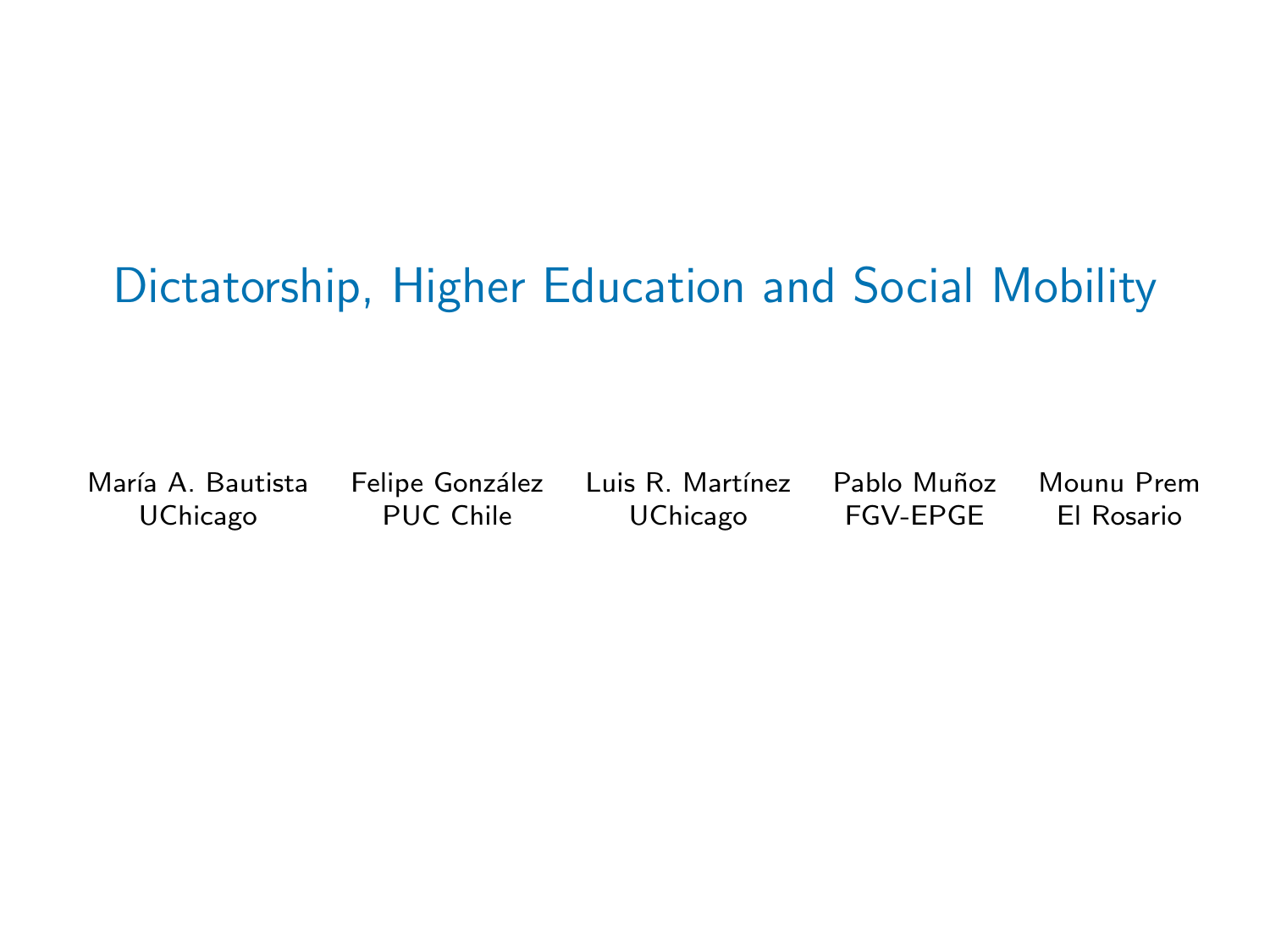# Dictatorship, Higher Education and Social Mobility

| María A. Bautista | Felipe González | Luis R. Martínez | Pablo Muñoz | Mounu Prem |
|---|---|---|---|---|
| UChicago | PUC Chile | UChicago | FGV-EPGE | El Rosario |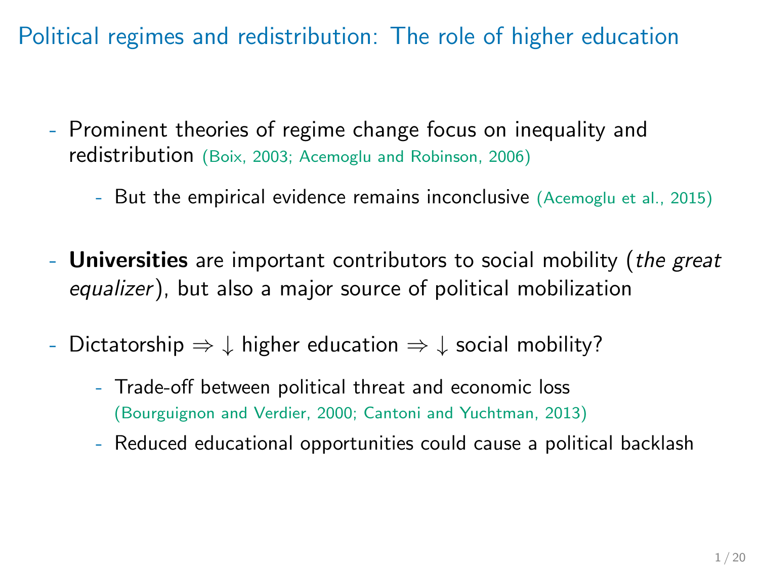# Political regimes and redistribution: The role of higher education

- Prominent theories of regime change focus on inequality and redistribution (Boix, 2003; Acemoglu and Robinson, 2006)
  - But the empirical evidence remains inconclusive (Acemoglu et al., 2015)

- **Universities** are important contributors to social mobility (*the great equalizer*), but also a major source of political mobilization

- Dictatorship $\Rightarrow \downarrow$ higher education $\Rightarrow \downarrow$ social mobility?
  - Trade-off between political threat and economic loss (Bourguignon and Verdier, 2000; Cantoni and Yuchtman, 2013)
  - Reduced educational opportunities could cause a political backlash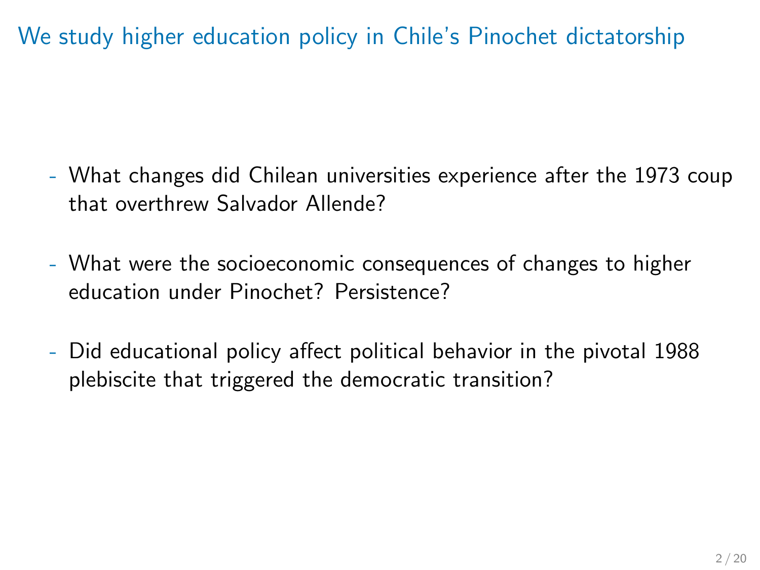# We study higher education policy in Chile's Pinochet dictatorship

- What changes did Chilean universities experience after the 1973 coup that overthrew Salvador Allende?
- What were the socioeconomic consequences of changes to higher education under Pinochet? Persistence?
- Did educational policy affect political behavior in the pivotal 1988 plebiscite that triggered the democratic transition?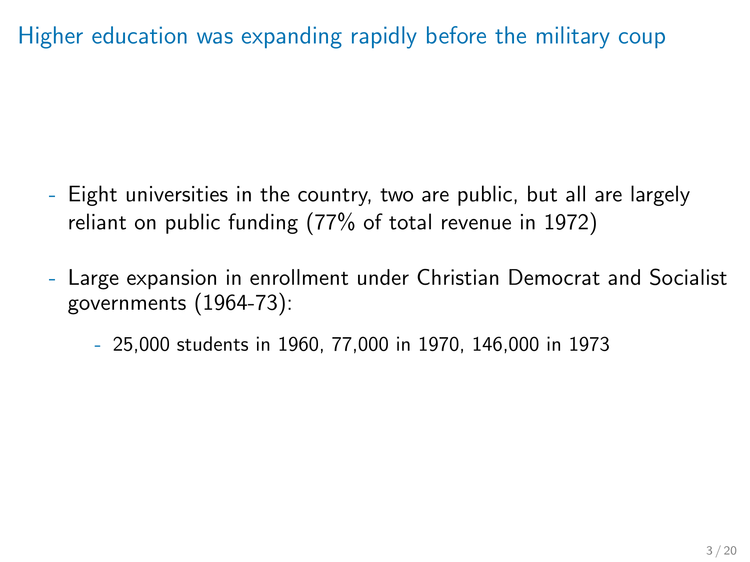# Higher education was expanding rapidly before the military coup

- Eight universities in the country, two are public, but all are largely reliant on public funding (77% of total revenue in 1972)

- Large expansion in enrollment under Christian Democrat and Socialist governments (1964-73):
  - 25,000 students in 1960, 77,000 in 1970, 146,000 in 1973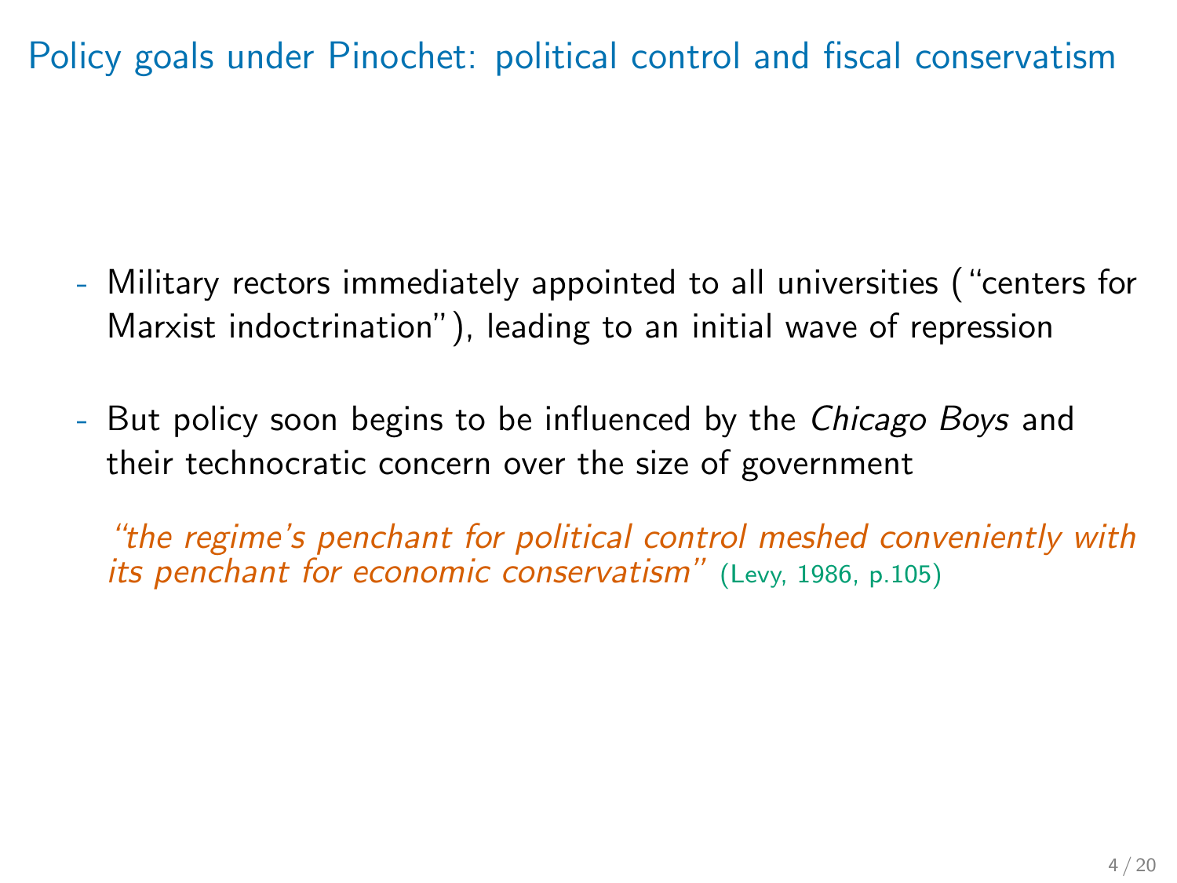# Policy goals under Pinochet: political control and fiscal conservatism

- Military rectors immediately appointed to all universities ("centers for Marxist indoctrination"), leading to an initial wave of repression

- But policy soon begins to be influenced by the *Chicago Boys* and their technocratic concern over the size of government

  *"the regime's penchant for political control meshed conveniently with its penchant for economic conservatism"* (Levy, 1986, p.105)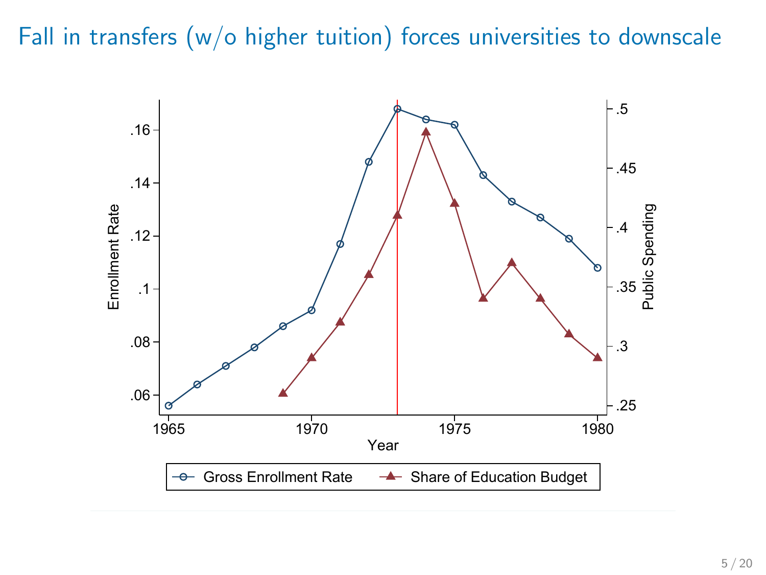# Fall in transfers (w/o higher tuition) forces universities to downscale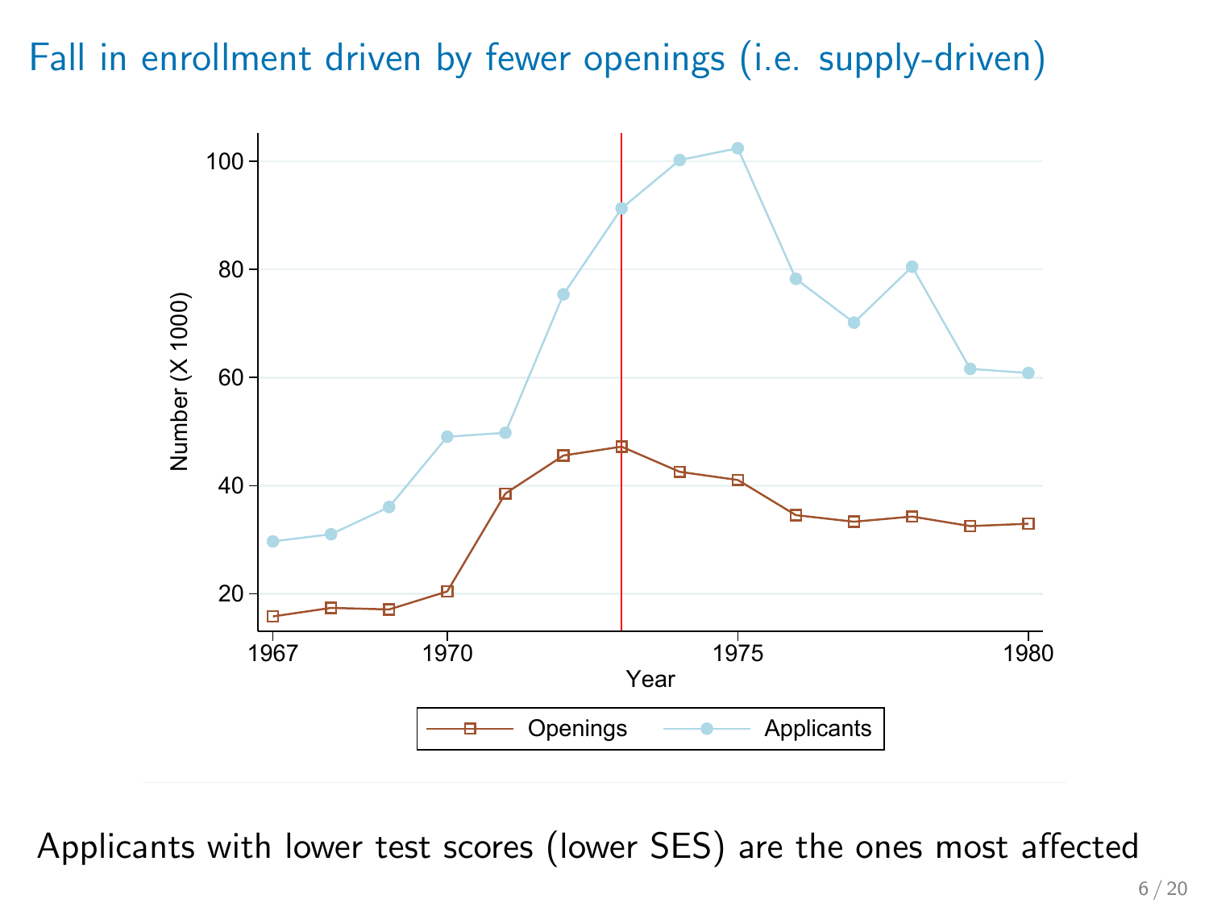# Fall in enrollment driven by fewer openings (i.e. supply-driven)

Applicants with lower test scores (lower SES) are the ones most affected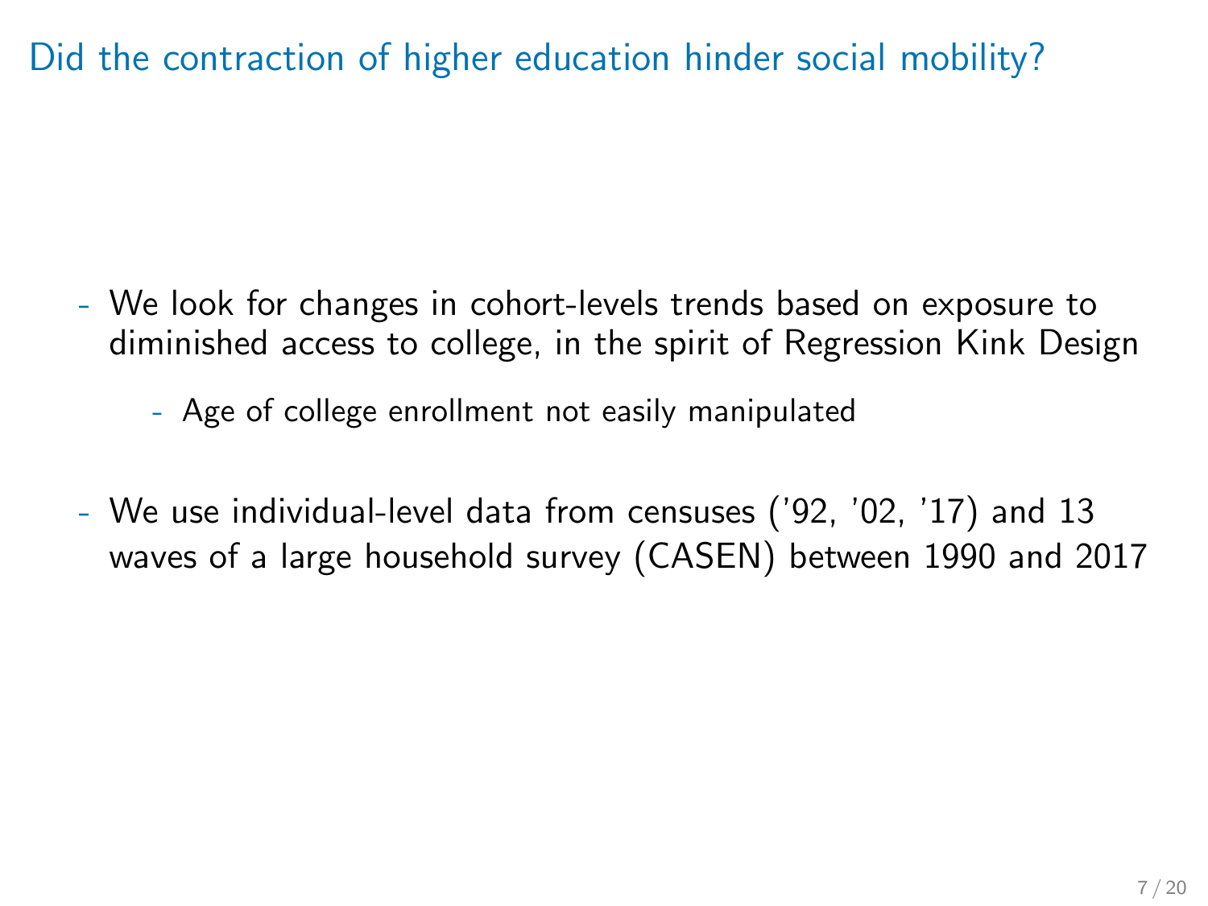# Did the contraction of higher education hinder social mobility?

- We look for changes in cohort-levels trends based on exposure to diminished access to college, in the spirit of Regression Kink Design
  - Age of college enrollment not easily manipulated
- We use individual-level data from censuses ('92, '02, '17) and 13 waves of a large household survey (CASEN) between 1990 and 2017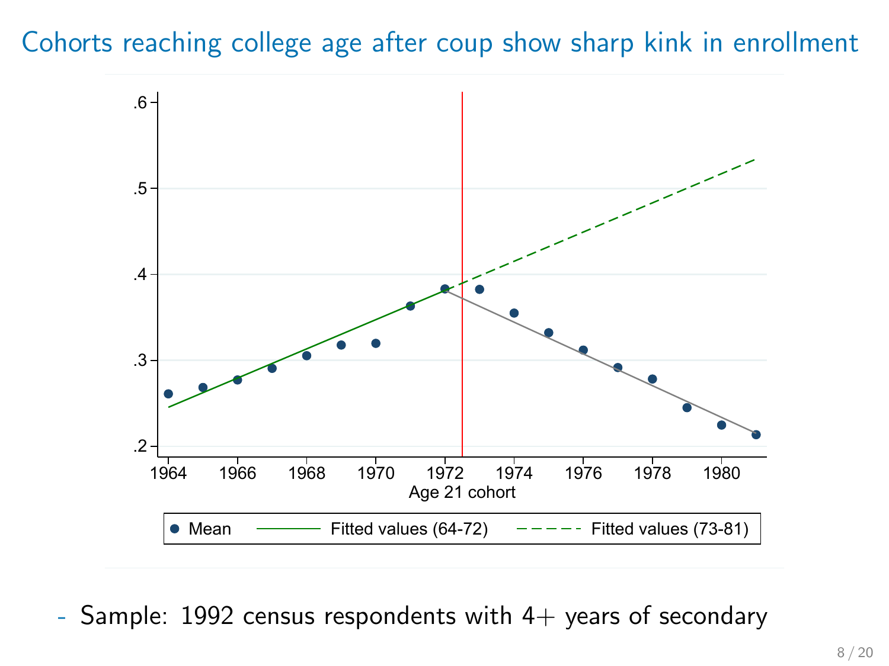# Cohorts reaching college age after coup show sharp kink in enrollment

- Sample: 1992 census respondents with 4+ years of secondary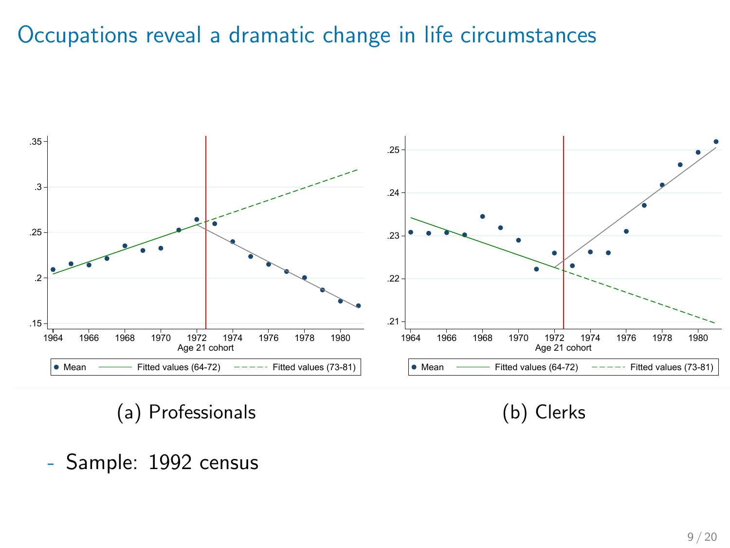# Occupations reveal a dramatic change in life circumstances

(a) Professionals

(b) Clerks

- Sample: 1992 census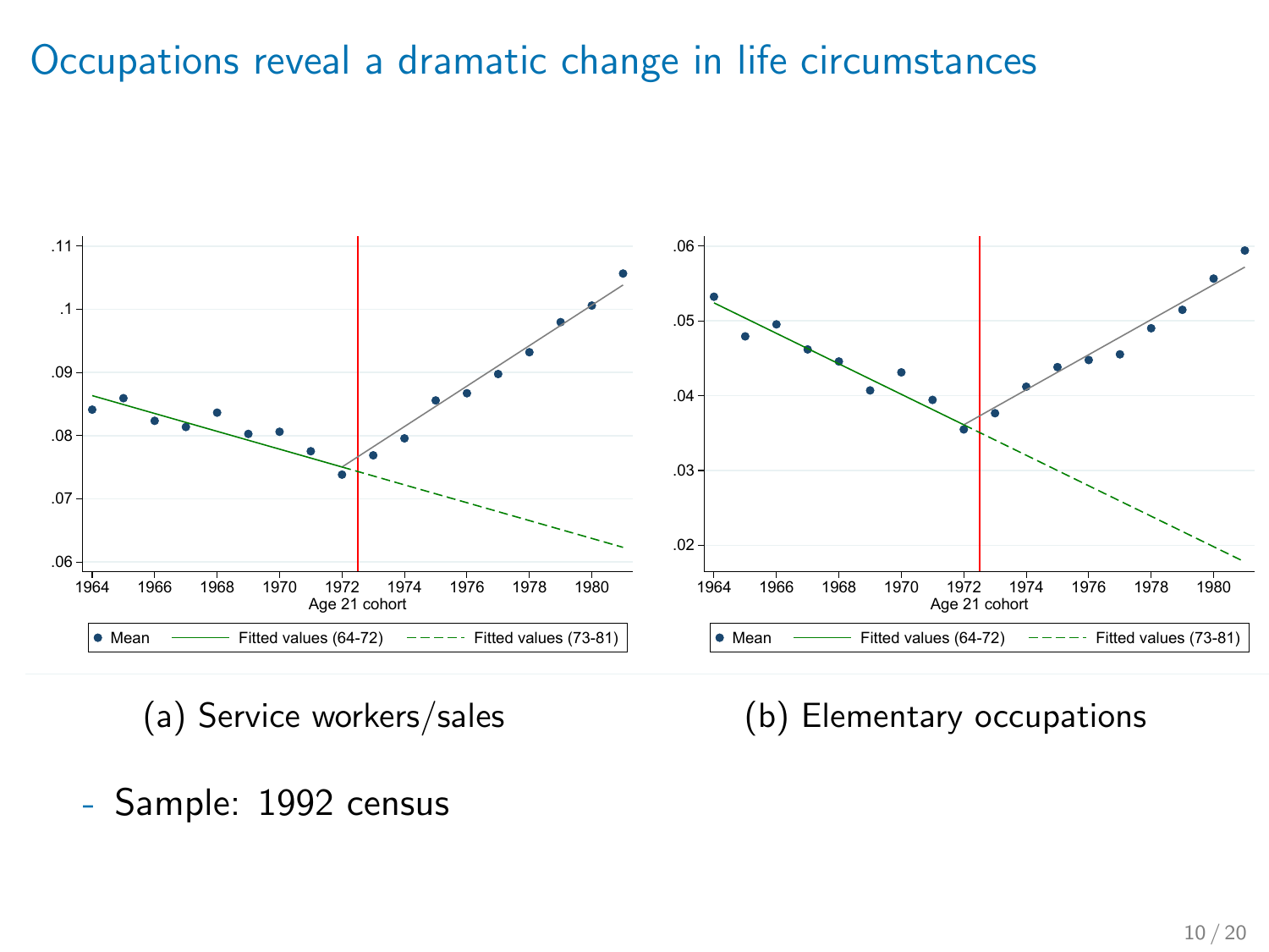# Occupations reveal a dramatic change in life circumstances

(a) Service workers/sales

(b) Elementary occupations

- Sample: 1992 census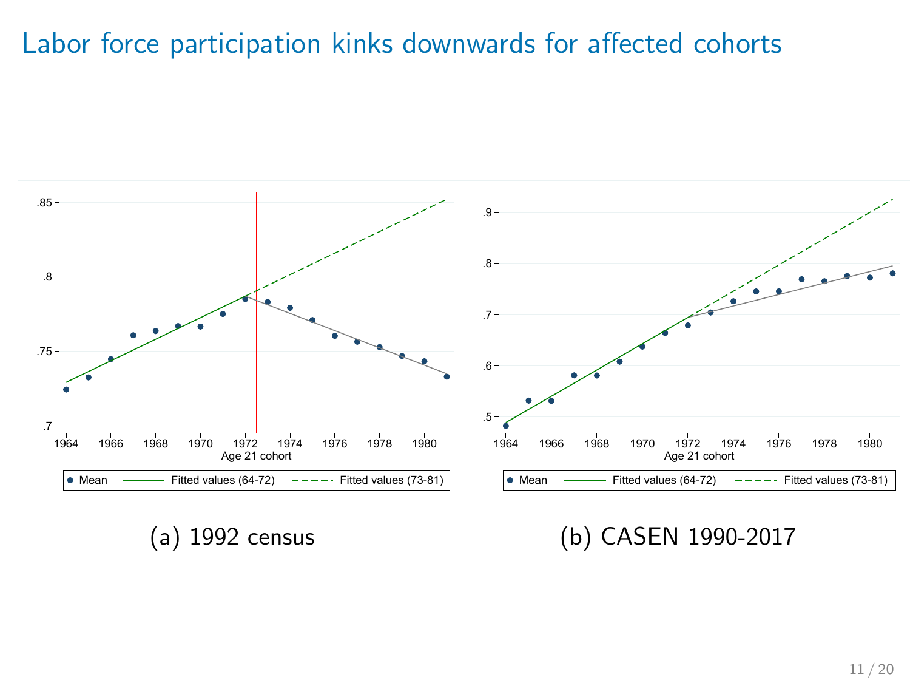# Labor force participation kinks downwards for affected cohorts

(a) 1992 census

(b) CASEN 1990-2017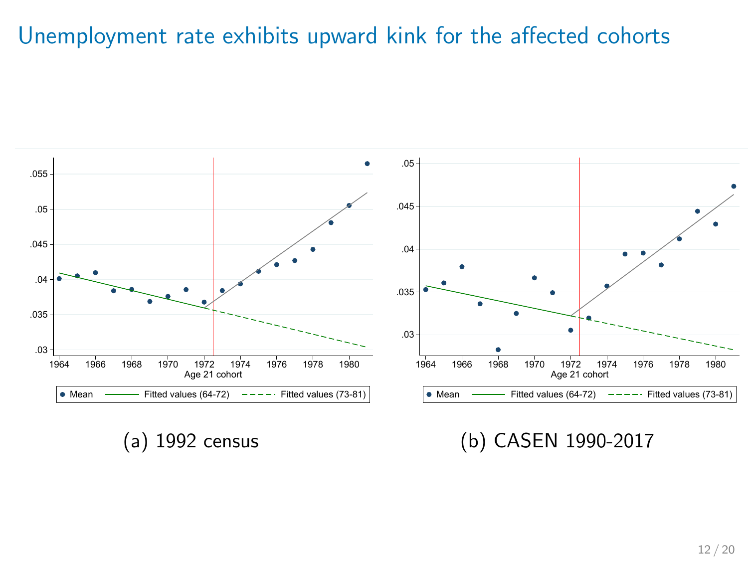# Unemployment rate exhibits upward kink for the affected cohorts

(a) 1992 census

(b) CASEN 1990-2017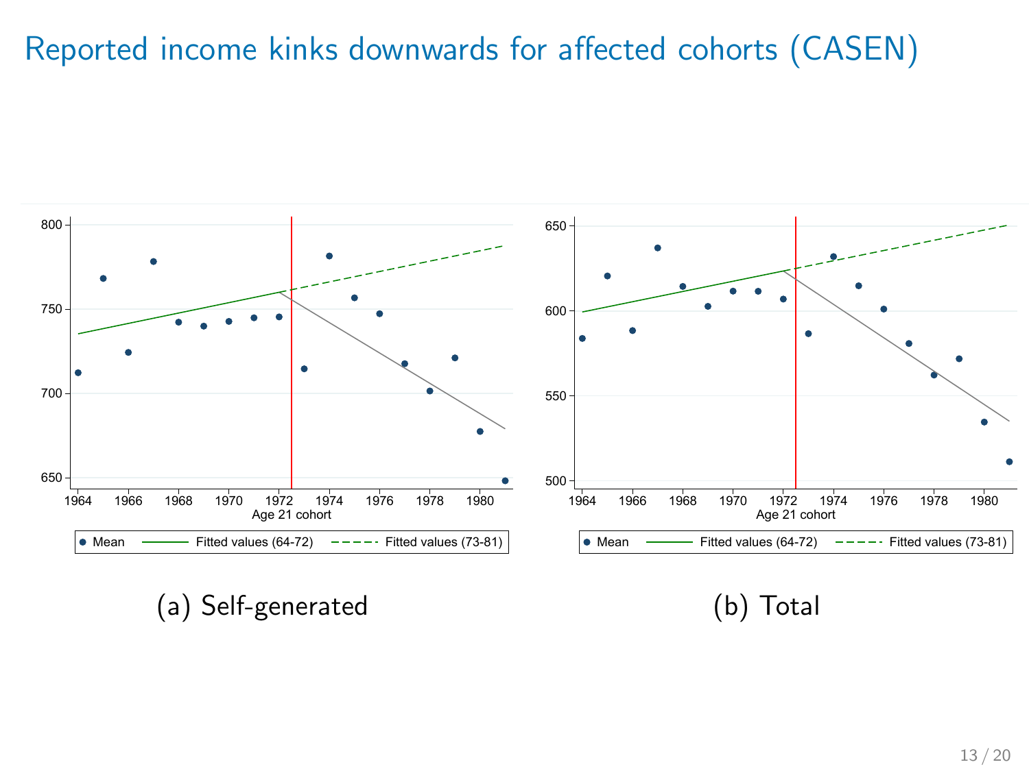# Reported income kinks downwards for affected cohorts (CASEN)

(a) Self-generated

(b) Total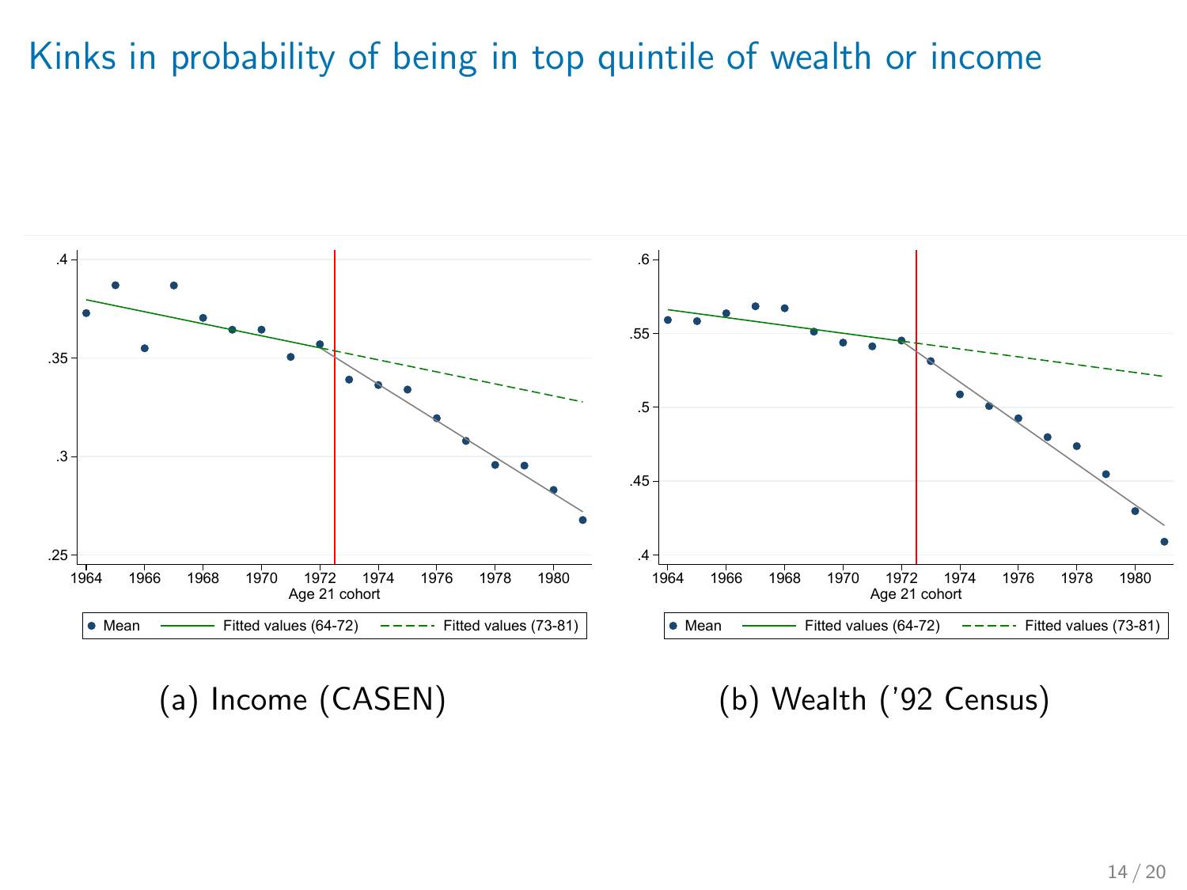# Kinks in probability of being in top quintile of wealth or income

(a) Income (CASEN)

(b) Wealth ('92 Census)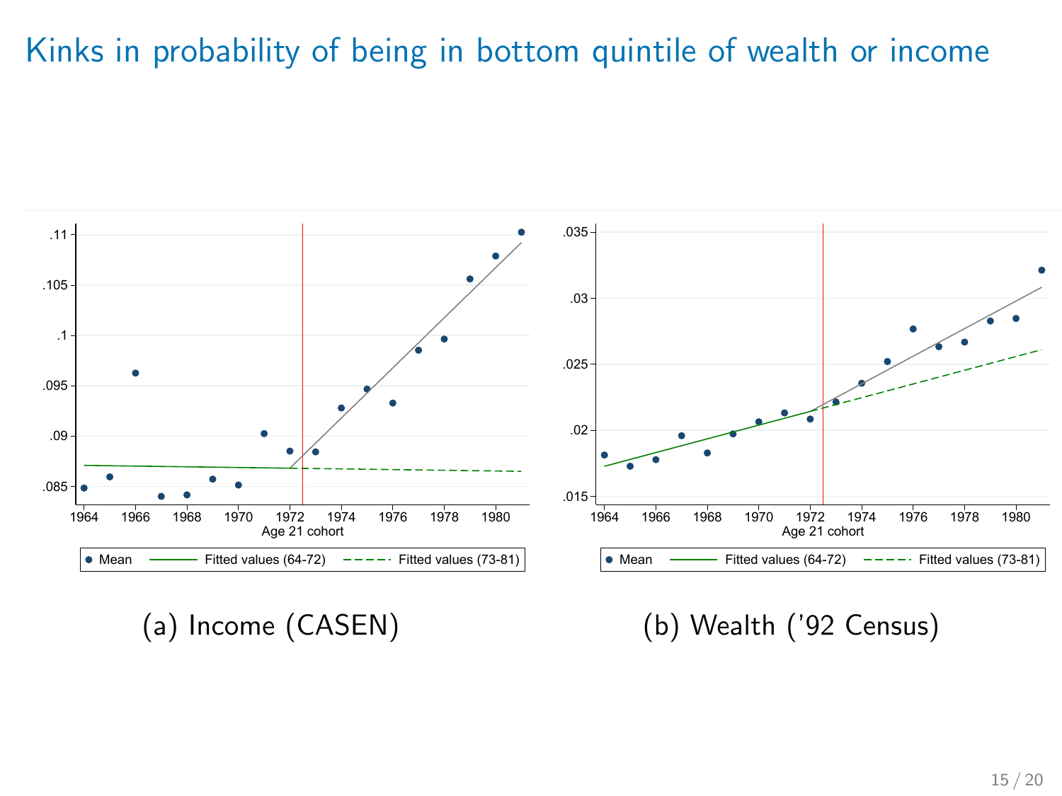# Kinks in probability of being in bottom quintile of wealth or income

(a) Income (CASEN)

(b) Wealth ('92 Census)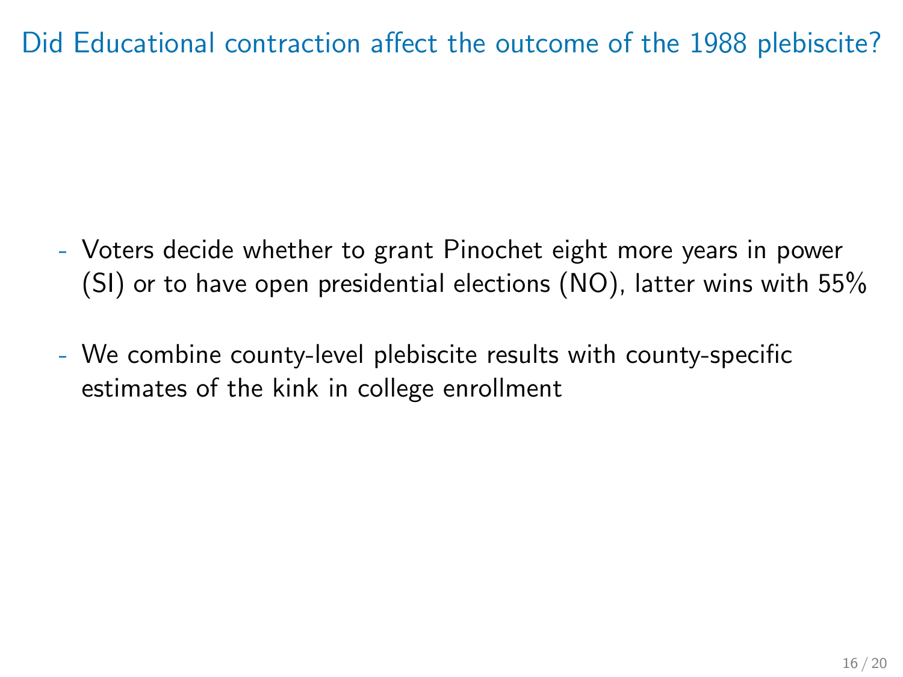# Did Educational contraction affect the outcome of the 1988 plebiscite?

- Voters decide whether to grant Pinochet eight more years in power (SI) or to have open presidential elections (NO), latter wins with 55%
- We combine county-level plebiscite results with county-specific estimates of the kink in college enrollment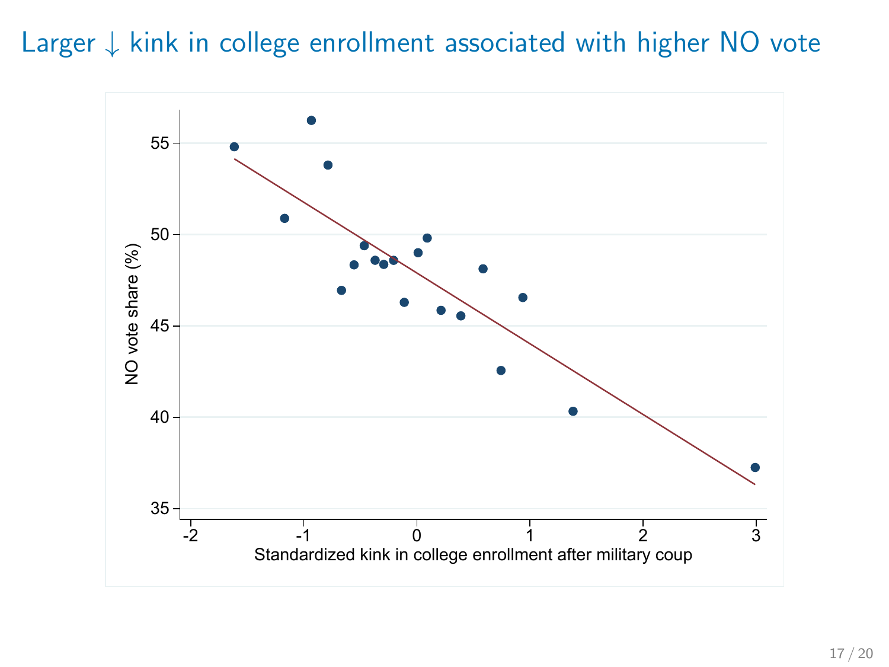# Larger ↓ kink in college enrollment associated with higher NO vote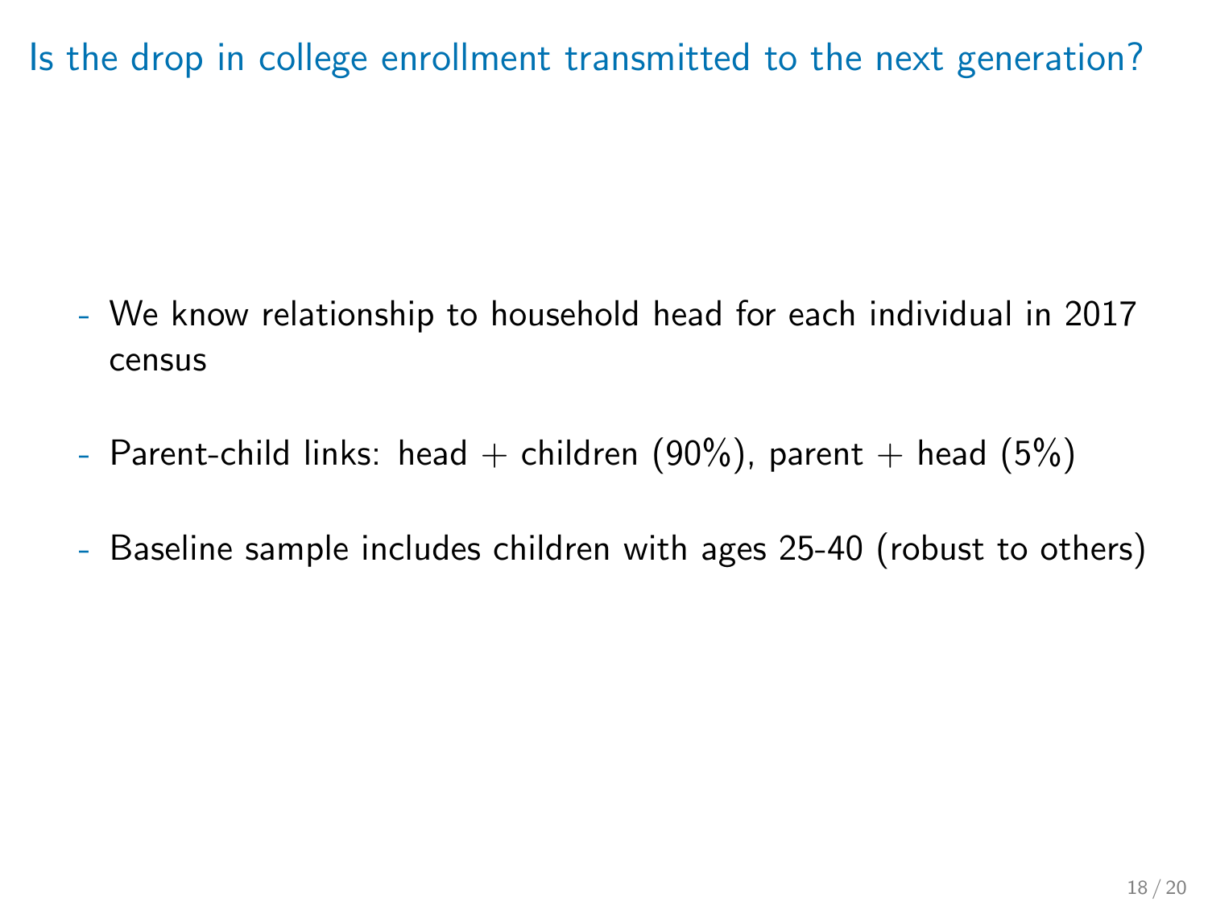# Is the drop in college enrollment transmitted to the next generation?

- We know relationship to household head for each individual in 2017 census
- Parent-child links: head + children (90%), parent + head (5%)
- Baseline sample includes children with ages 25-40 (robust to others)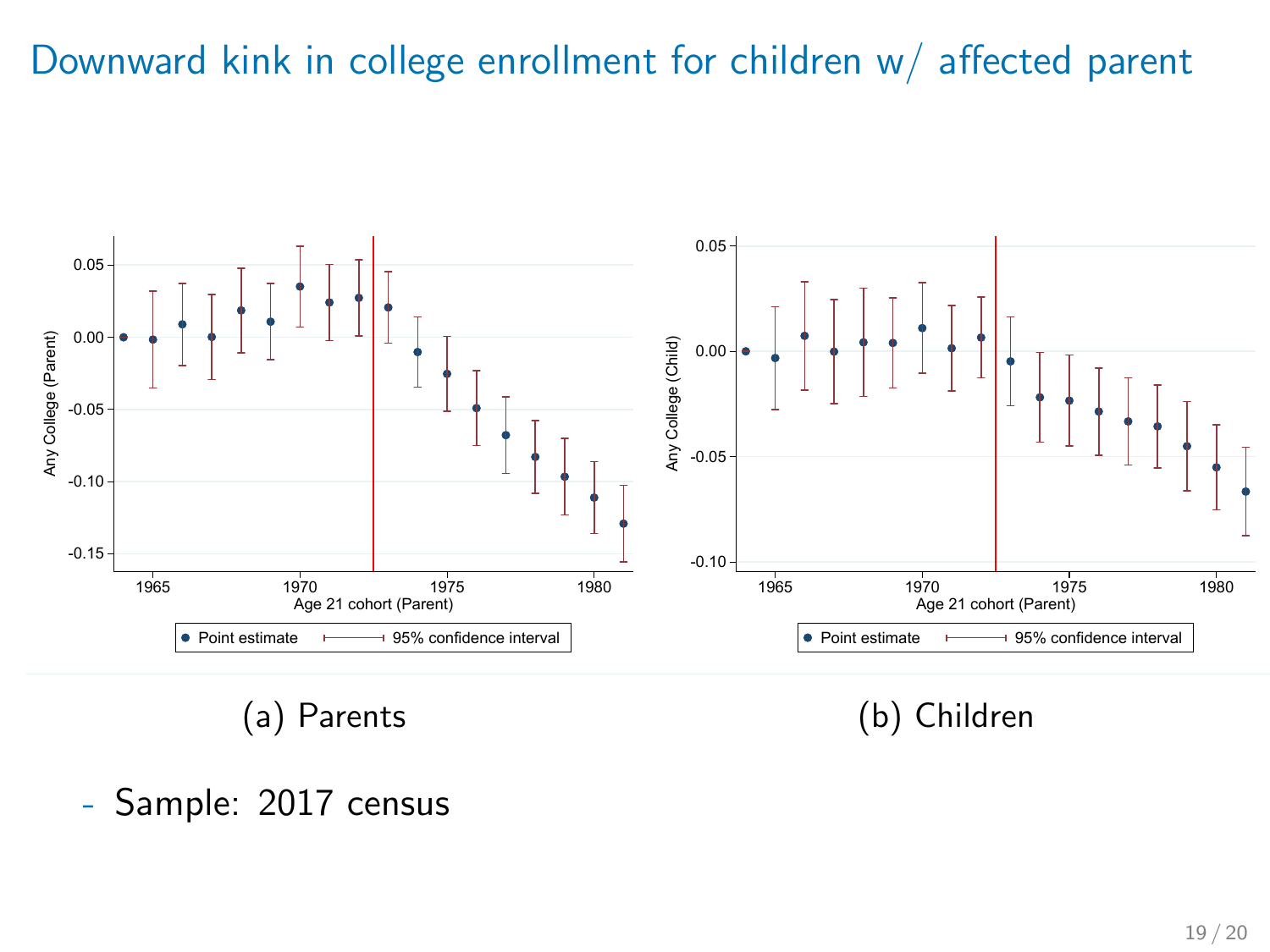# Downward kink in college enrollment for children w/ affected parent

(a) Parents

(b) Children

- Sample: 2017 census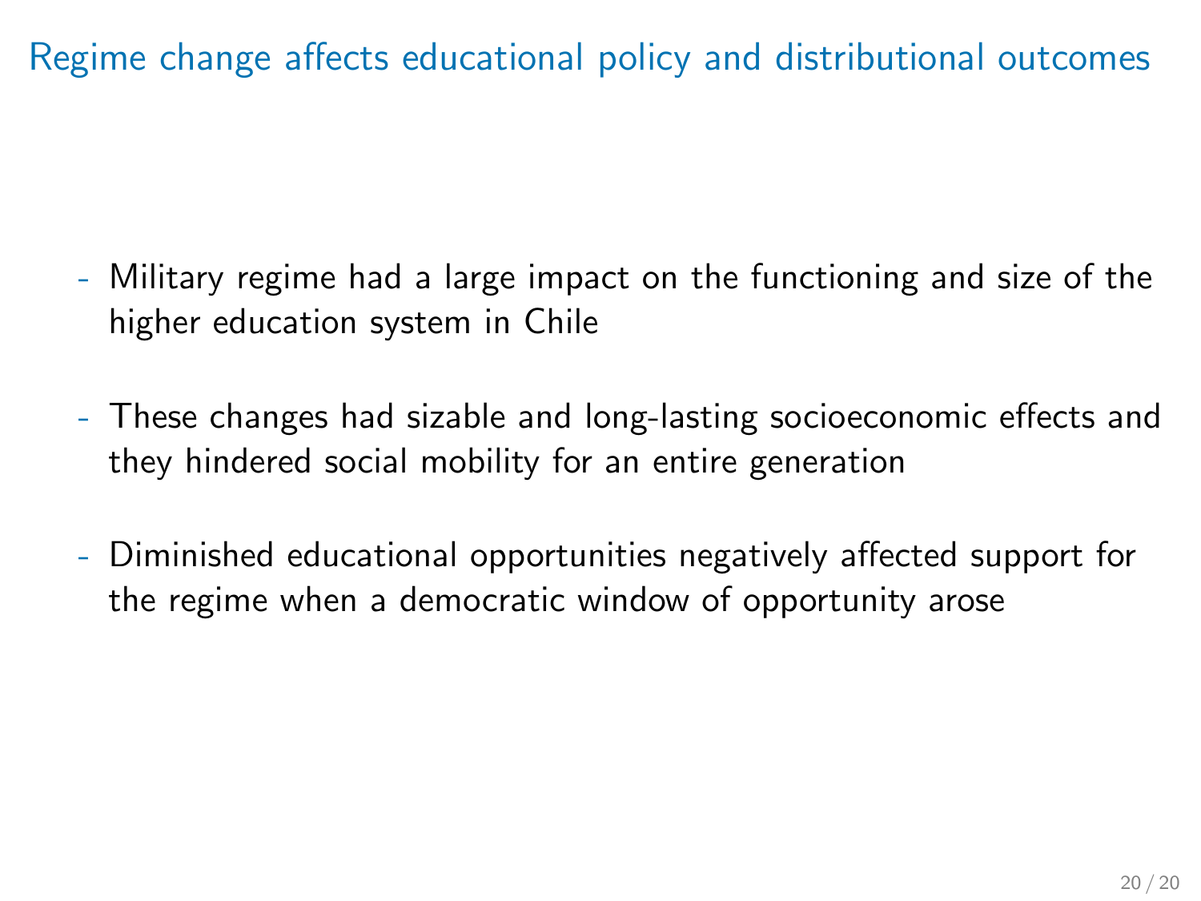# Regime change affects educational policy and distributional outcomes

- Military regime had a large impact on the functioning and size of the higher education system in Chile
- These changes had sizable and long-lasting socioeconomic effects and they hindered social mobility for an entire generation
- Diminished educational opportunities negatively affected support for the regime when a democratic window of opportunity arose